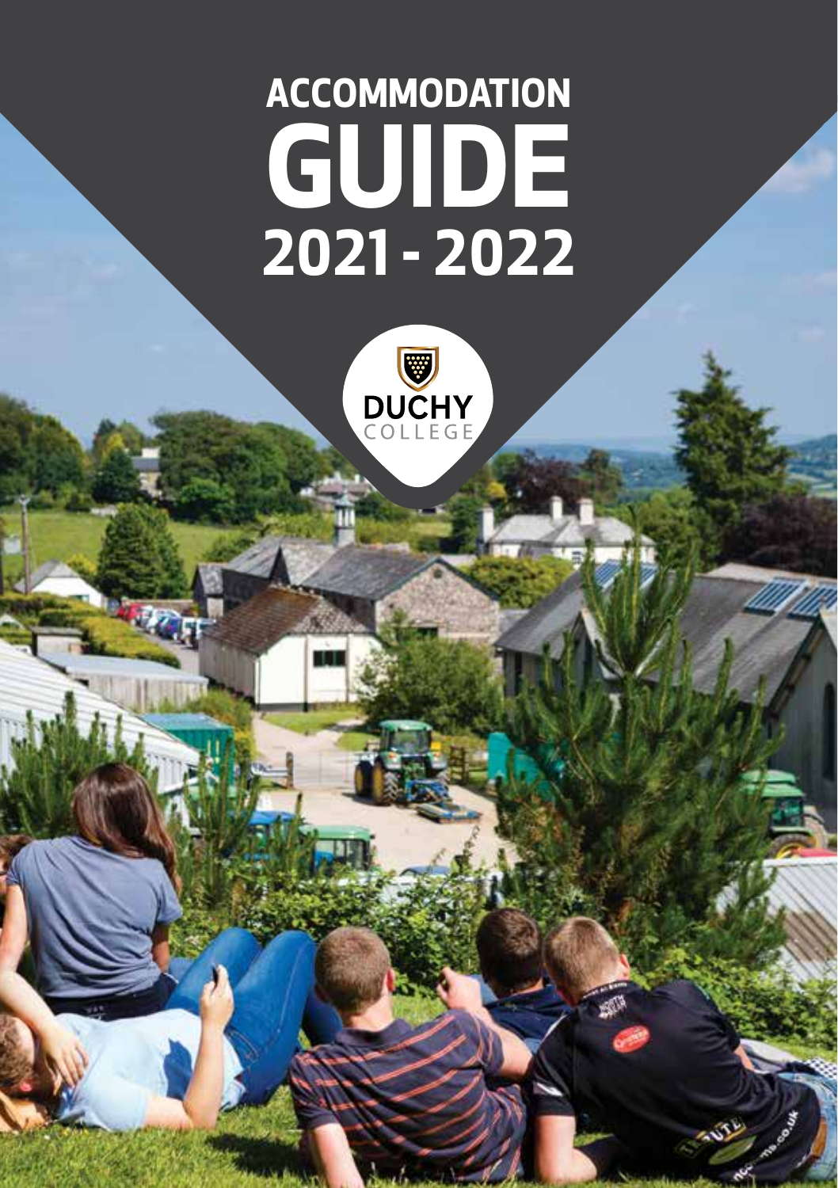# ACCOMMODATION GUIDE 2021 - 2022

DUCHY COLLEGE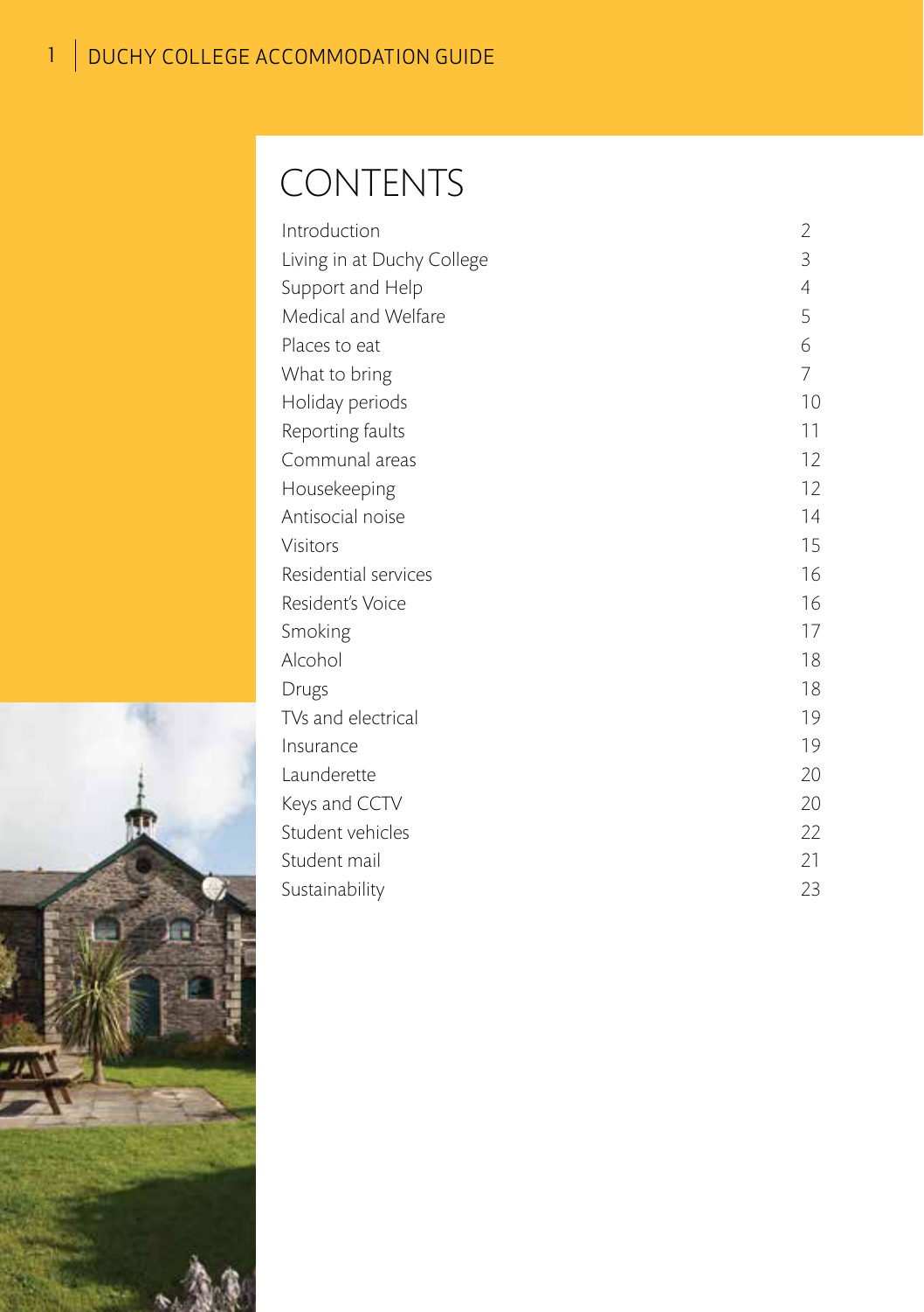# CONTENTS

| | |
|---|---|
| Introduction | 2 |
| Living in at Duchy College | 3 |
| Support and Help | 4 |
| Medical and Welfare | 5 |
| Places to eat | 6 |
| What to bring | 7 |
| Holiday periods | 10 |
| Reporting faults | 11 |
| Communal areas | 12 |
| Housekeeping | 12 |
| Antisocial noise | 14 |
| Visitors | 15 |
| Residential services | 16 |
| Resident's Voice | 16 |
| Smoking | 17 |
| Alcohol | 18 |
| Drugs | 18 |
| TVs and electrical | 19 |
| Insurance | 19 |
| Launderette | 20 |
| Keys and CCTV | 20 |
| Student vehicles | 22 |
| Student mail | 21 |
| Sustainability | 23 |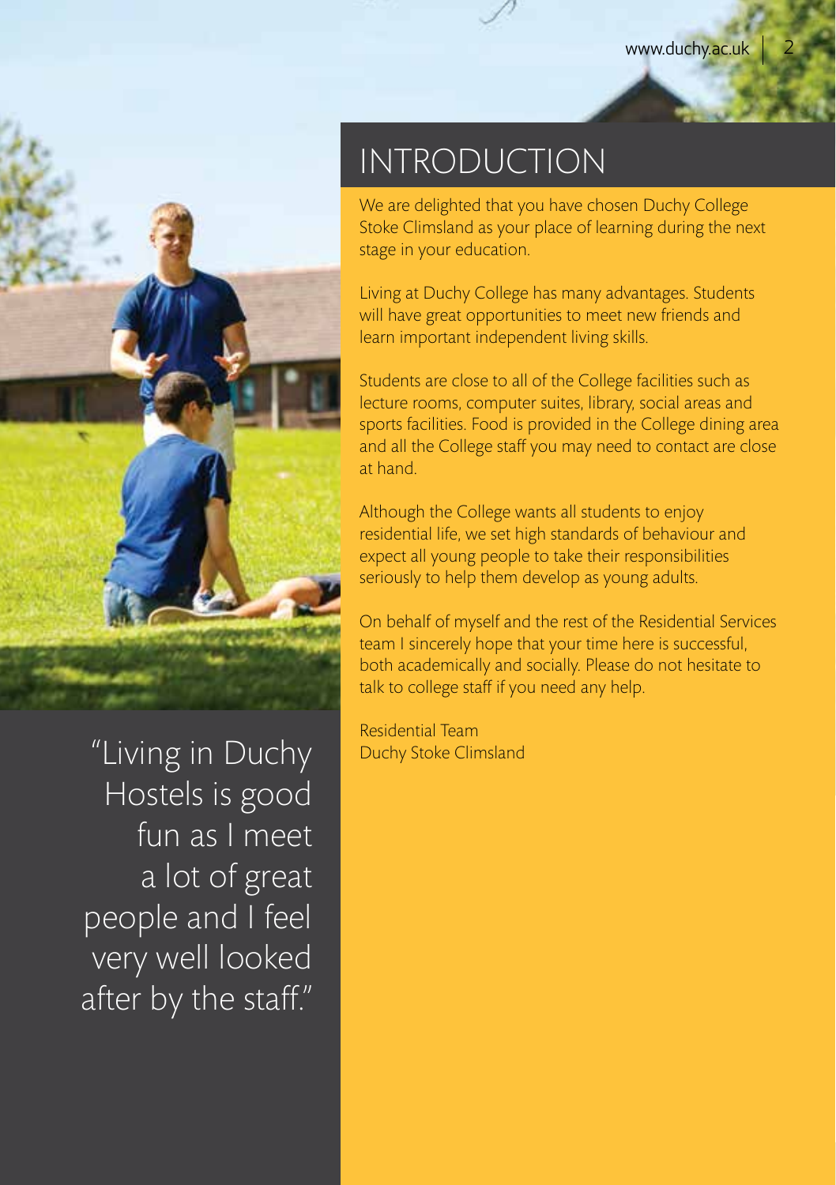# INTRODUCTION

We are delighted that you have chosen Duchy College Stoke Climsland as your place of learning during the next stage in your education.

Living at Duchy College has many advantages. Students will have great opportunities to meet new friends and learn important independent living skills.

Students are close to all of the College facilities such as lecture rooms, computer suites, library, social areas and sports facilities. Food is provided in the College dining area and all the College staff you may need to contact are close at hand.

Although the College wants all students to enjoy residential life, we set high standards of behaviour and expect all young people to take their responsibilities seriously to help them develop as young adults.

On behalf of myself and the rest of the Residential Services team I sincerely hope that your time here is successful, both academically and socially. Please do not hesitate to talk to college staff if you need any help.

Residential Team
Duchy Stoke Climsland

"Living in Duchy Hostels is good fun as I meet a lot of great people and I feel very well looked after by the staff."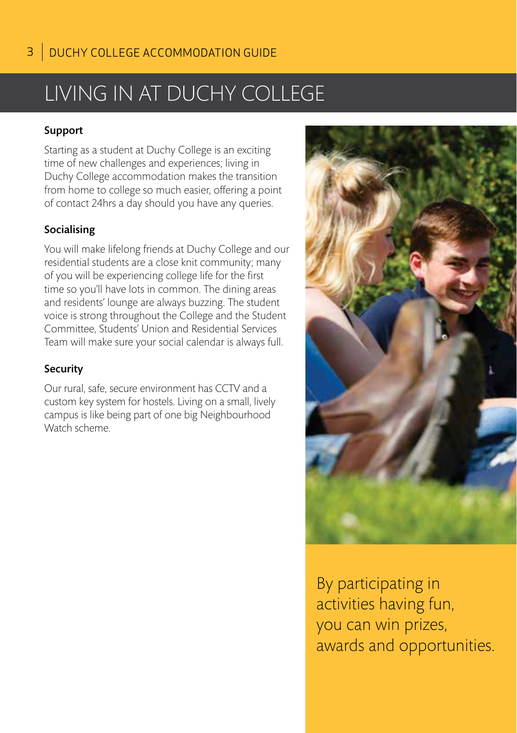# LIVING IN AT DUCHY COLLEGE

### Support

Starting as a student at Duchy College is an exciting time of new challenges and experiences; living in Duchy College accommodation makes the transition from home to college so much easier, offering a point of contact 24hrs a day should you have any queries.

### Socialising

You will make lifelong friends at Duchy College and our residential students are a close knit community; many of you will be experiencing college life for the first time so you'll have lots in common. The dining areas and residents' lounge are always buzzing. The student voice is strong throughout the College and the Student Committee, Students' Union and Residential Services Team will make sure your social calendar is always full.

### Security

Our rural, safe, secure environment has CCTV and a custom key system for hostels. Living on a small, lively campus is like being part of one big Neighbourhood Watch scheme.

By participating in activities having fun, you can win prizes, awards and opportunities.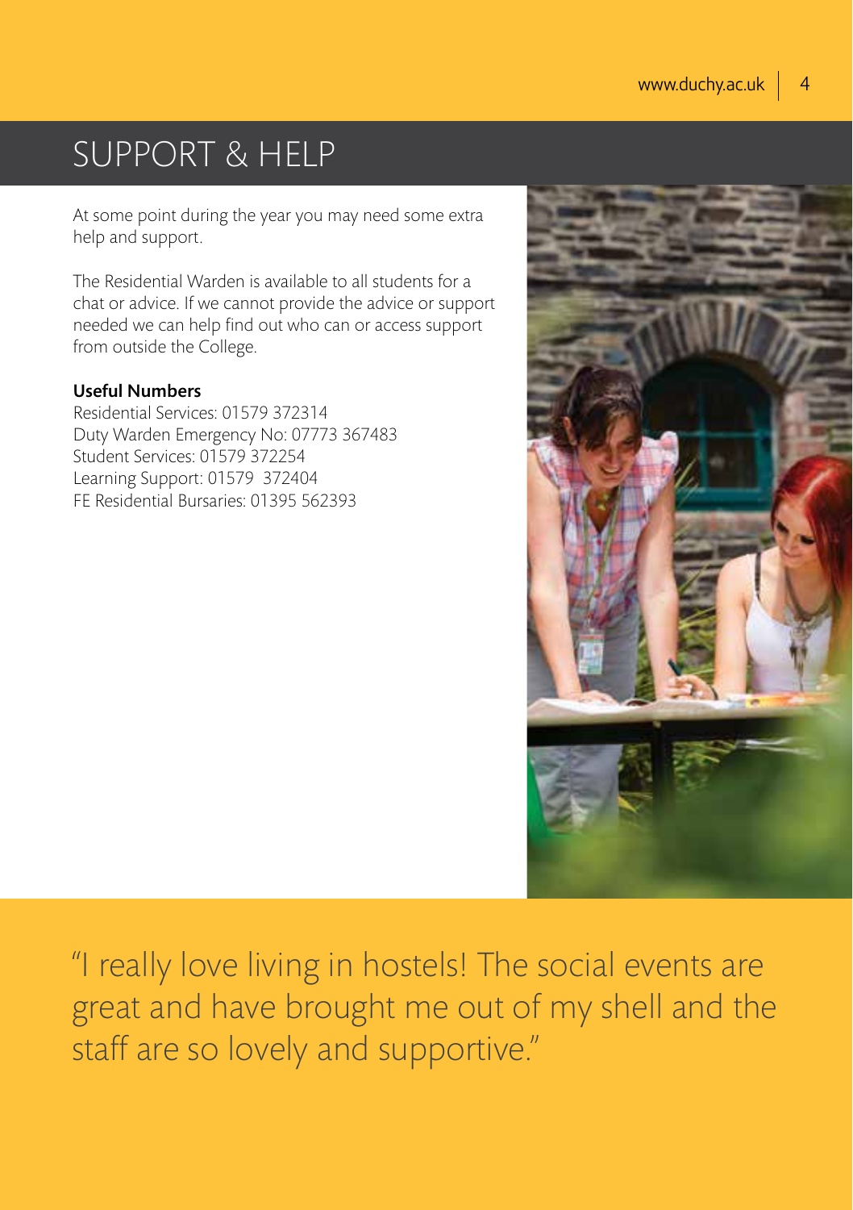# SUPPORT & HELP

At some point during the year you may need some extra help and support.

The Residential Warden is available to all students for a chat or advice. If we cannot provide the advice or support needed we can help find out who can or access support from outside the College.

**Useful Numbers**

Residential Services: 01579 372314
Duty Warden Emergency No: 07773 367483
Student Services: 01579 372254
Learning Support: 01579 372404
FE Residential Bursaries: 01395 562393

"I really love living in hostels! The social events are great and have brought me out of my shell and the staff are so lovely and supportive."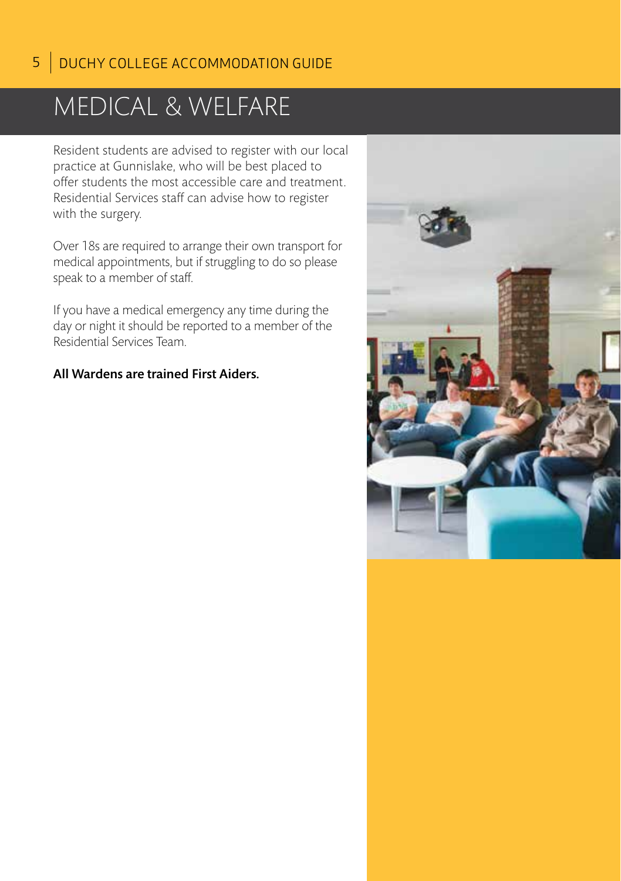# MEDICAL & WELFARE

Resident students are advised to register with our local practice at Gunnislake, who will be best placed to offer students the most accessible care and treatment. Residential Services staff can advise how to register with the surgery.

Over 18s are required to arrange their own transport for medical appointments, but if struggling to do so please speak to a member of staff.

If you have a medical emergency any time during the day or night it should be reported to a member of the Residential Services Team.

**All Wardens are trained First Aiders.**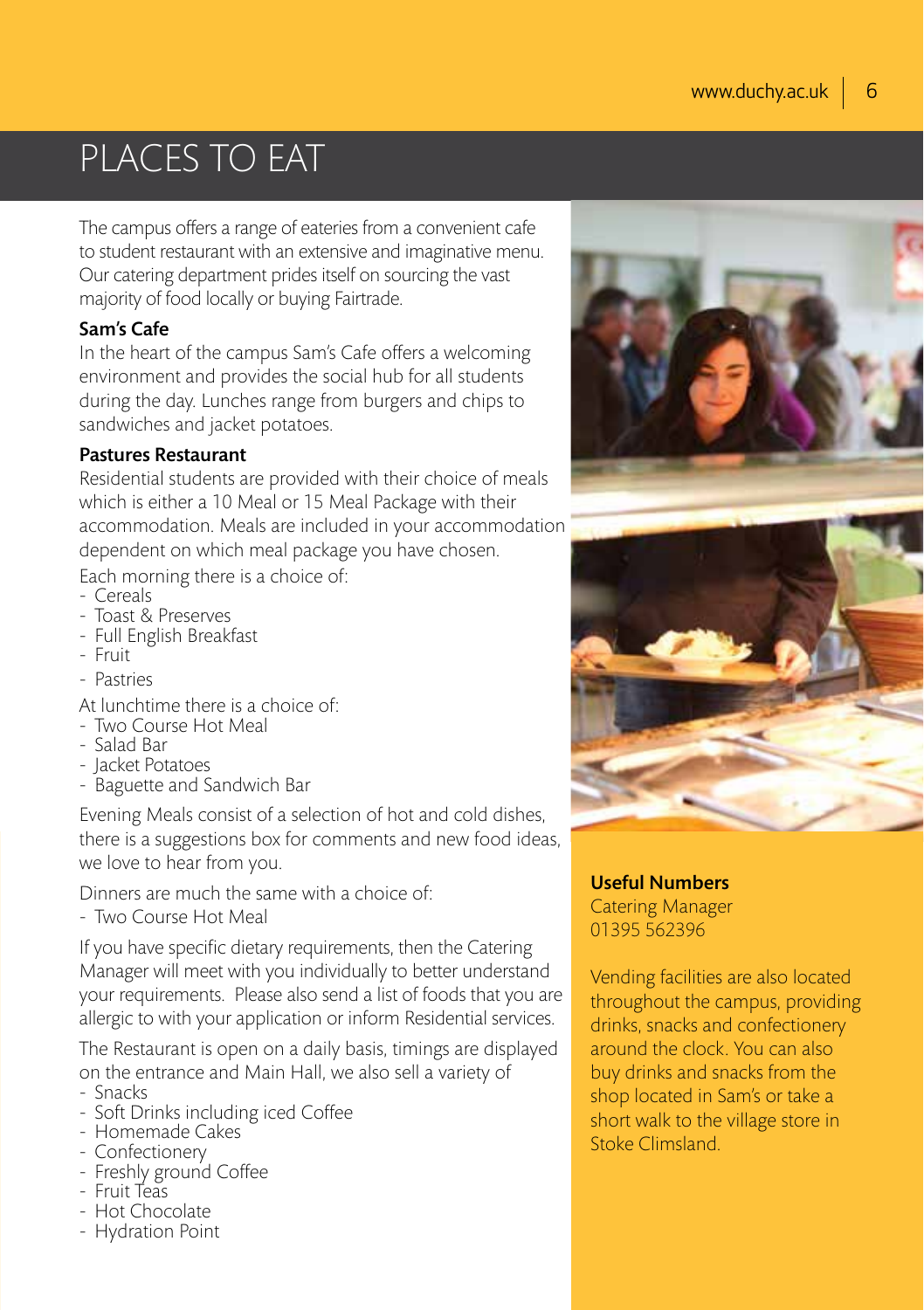# PLACES TO EAT

The campus offers a range of eateries from a convenient cafe to student restaurant with an extensive and imaginative menu. Our catering department prides itself on sourcing the vast majority of food locally or buying Fairtrade.

**Sam's Cafe**

In the heart of the campus Sam's Cafe offers a welcoming environment and provides the social hub for all students during the day. Lunches range from burgers and chips to sandwiches and jacket potatoes.

**Pastures Restaurant**

Residential students are provided with their choice of meals which is either a 10 Meal or 15 Meal Package with their accommodation. Meals are included in your accommodation dependent on which meal package you have chosen.

Each morning there is a choice of:

- Cereals
- Toast & Preserves
- Full English Breakfast
- Fruit
- Pastries

At lunchtime there is a choice of:

- Two Course Hot Meal
- Salad Bar
- Jacket Potatoes
- Baguette and Sandwich Bar

Evening Meals consist of a selection of hot and cold dishes, there is a suggestions box for comments and new food ideas, we love to hear from you.

Dinners are much the same with a choice of:

- Two Course Hot Meal

If you have specific dietary requirements, then the Catering Manager will meet with you individually to better understand your requirements. Please also send a list of foods that you are allergic to with your application or inform Residential services.

The Restaurant is open on a daily basis, timings are displayed on the entrance and Main Hall, we also sell a variety of

- Snacks
- Soft Drinks including iced Coffee
- Homemade Cakes
- Confectionery
- Freshly ground Coffee
- Fruit Teas
- Hot Chocolate
- Hydration Point

**Useful Numbers**

Catering Manager
01395 562396

Vending facilities are also located throughout the campus, providing drinks, snacks and confectionery around the clock. You can also buy drinks and snacks from the shop located in Sam's or take a short walk to the village store in Stoke Climsland.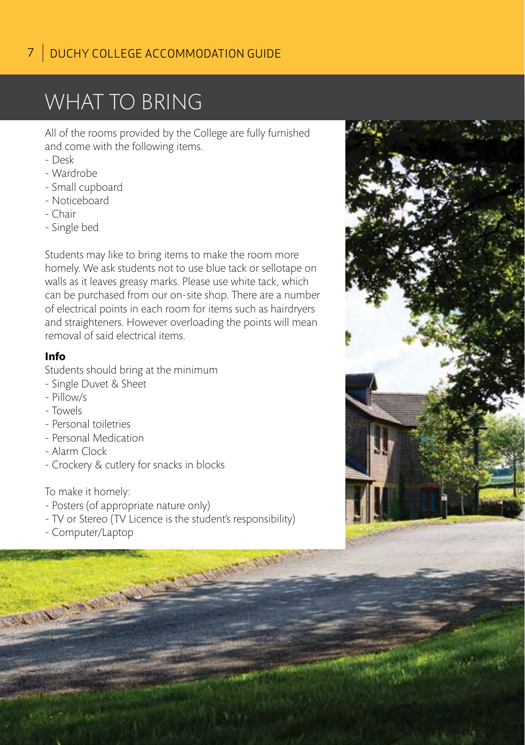# WHAT TO BRING

All of the rooms provided by the College are fully furnished and come with the following items.

- Desk
- Wardrobe
- Small cupboard
- Noticeboard
- Chair
- Single bed

Students may like to bring items to make the room more homely. We ask students not to use blue tack or sellotape on walls as it leaves greasy marks. Please use white tack, which can be purchased from our on-site shop. There are a number of electrical points in each room for items such as hairdryers and straighteners. However overloading the points will mean removal of said electrical items.

**Info**

Students should bring at the minimum

- Single Duvet & Sheet
- Pillow/s
- Towels
- Personal toiletries
- Personal Medication
- Alarm Clock
- Crockery & cutlery for snacks in blocks

To make it homely:

- Posters (of appropriate nature only)
- TV or Stereo (TV Licence is the student's responsibility)
- Computer/Laptop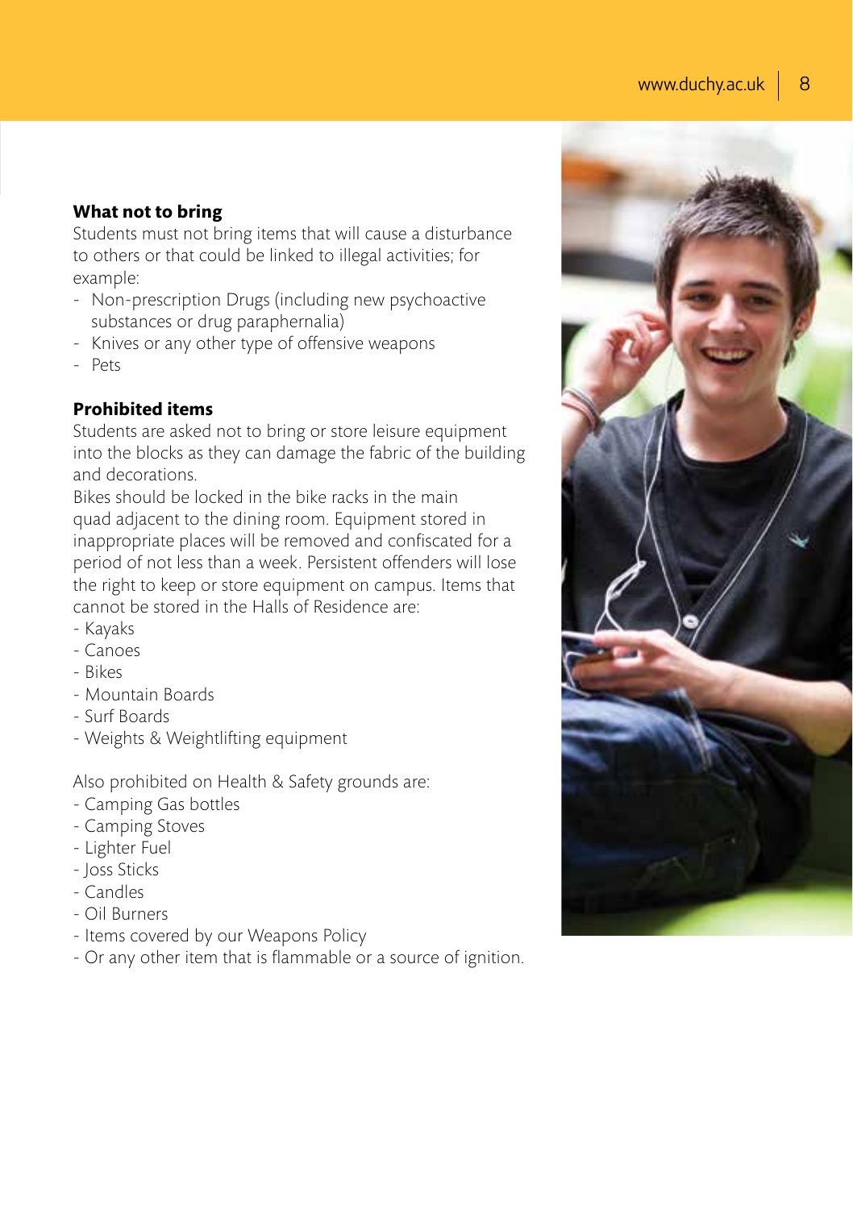### What not to bring

Students must not bring items that will cause a disturbance to others or that could be linked to illegal activities; for example:

- Non-prescription Drugs (including new psychoactive substances or drug paraphernalia)
- Knives or any other type of offensive weapons
- Pets

### Prohibited items

Students are asked not to bring or store leisure equipment into the blocks as they can damage the fabric of the building and decorations.

Bikes should be locked in the bike racks in the main quad adjacent to the dining room. Equipment stored in inappropriate places will be removed and confiscated for a period of not less than a week. Persistent offenders will lose the right to keep or store equipment on campus. Items that cannot be stored in the Halls of Residence are:

- Kayaks
- Canoes
- Bikes
- Mountain Boards
- Surf Boards
- Weights & Weightlifting equipment

Also prohibited on Health & Safety grounds are:

- Camping Gas bottles
- Camping Stoves
- Lighter Fuel
- Joss Sticks
- Candles
- Oil Burners
- Items covered by our Weapons Policy
- Or any other item that is flammable or a source of ignition.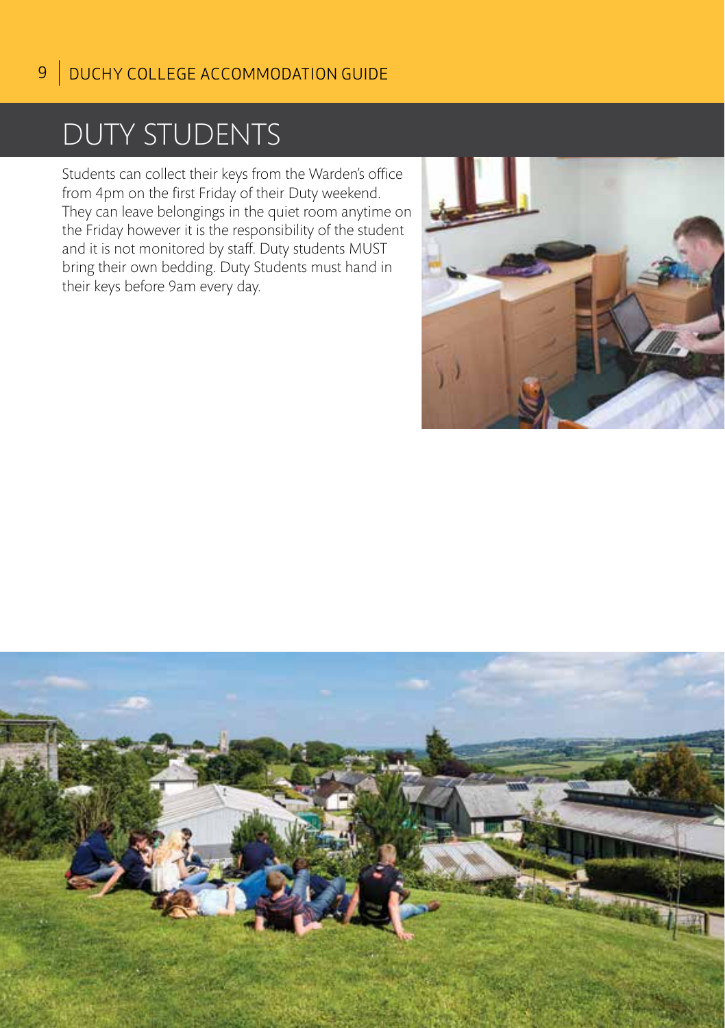# DUTY STUDENTS

Students can collect their keys from the Warden's office from 4pm on the first Friday of their Duty weekend. They can leave belongings in the quiet room anytime on the Friday however it is the responsibility of the student and it is not monitored by staff. Duty students MUST bring their own bedding. Duty Students must hand in their keys before 9am every day.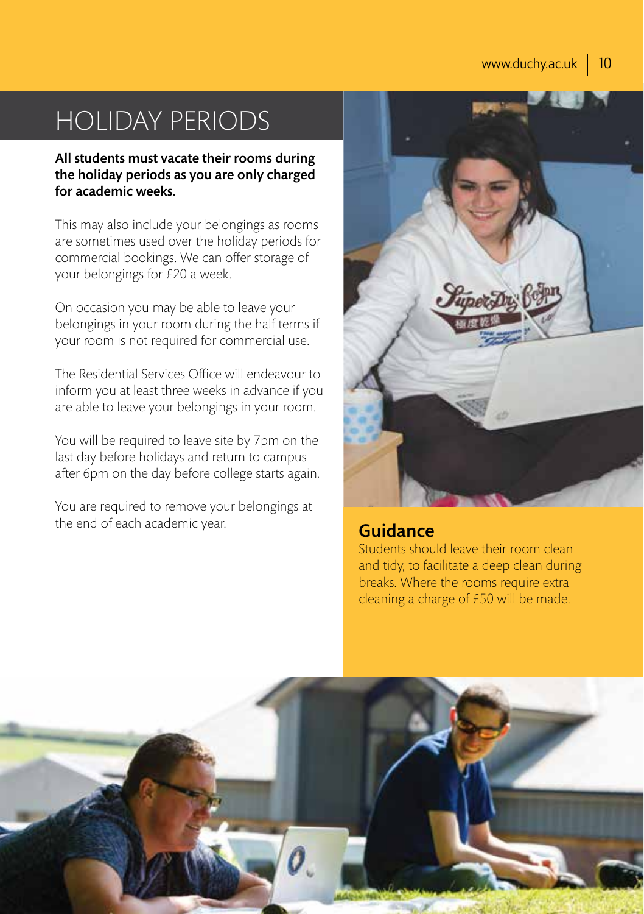# HOLIDAY PERIODS

**All students must vacate their rooms during the holiday periods as you are only charged for academic weeks.**

This may also include your belongings as rooms are sometimes used over the holiday periods for commercial bookings. We can offer storage of your belongings for £20 a week.

On occasion you may be able to leave your belongings in your room during the half terms if your room is not required for commercial use.

The Residential Services Office will endeavour to inform you at least three weeks in advance if you are able to leave your belongings in your room.

You will be required to leave site by 7pm on the last day before holidays and return to campus after 6pm on the day before college starts again.

You are required to remove your belongings at the end of each academic year.

## Guidance

Students should leave their room clean and tidy, to facilitate a deep clean during breaks. Where the rooms require extra cleaning a charge of £50 will be made.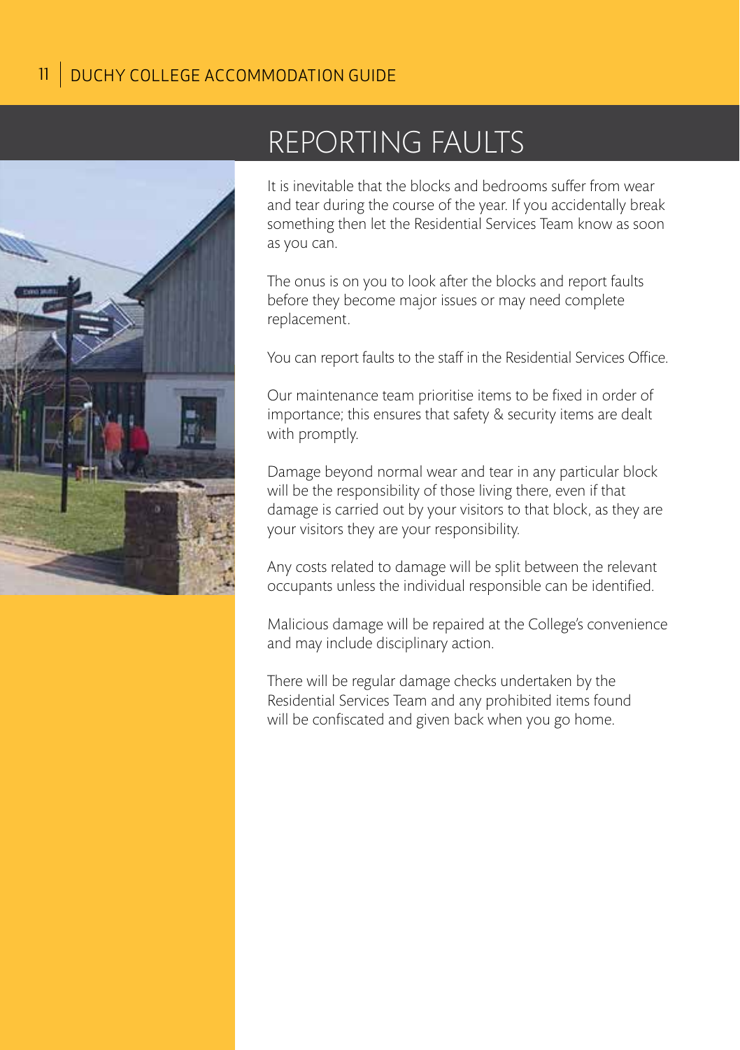# REPORTING FAULTS

It is inevitable that the blocks and bedrooms suffer from wear and tear during the course of the year. If you accidentally break something then let the Residential Services Team know as soon as you can.

The onus is on you to look after the blocks and report faults before they become major issues or may need complete replacement.

You can report faults to the staff in the Residential Services Office.

Our maintenance team prioritise items to be fixed in order of importance; this ensures that safety & security items are dealt with promptly.

Damage beyond normal wear and tear in any particular block will be the responsibility of those living there, even if that damage is carried out by your visitors to that block, as they are your visitors they are your responsibility.

Any costs related to damage will be split between the relevant occupants unless the individual responsible can be identified.

Malicious damage will be repaired at the College's convenience and may include disciplinary action.

There will be regular damage checks undertaken by the Residential Services Team and any prohibited items found will be confiscated and given back when you go home.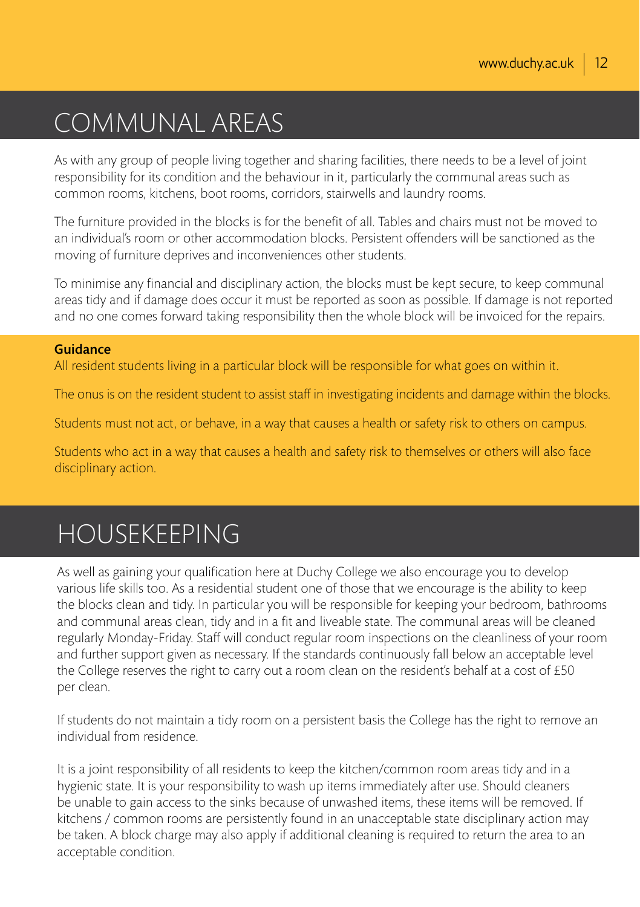# COMMUNAL AREAS

As with any group of people living together and sharing facilities, there needs to be a level of joint responsibility for its condition and the behaviour in it, particularly the communal areas such as common rooms, kitchens, boot rooms, corridors, stairwells and laundry rooms.

The furniture provided in the blocks is for the benefit of all. Tables and chairs must not be moved to an individual's room or other accommodation blocks. Persistent offenders will be sanctioned as the moving of furniture deprives and inconveniences other students.

To minimise any financial and disciplinary action, the blocks must be kept secure, to keep communal areas tidy and if damage does occur it must be reported as soon as possible. If damage is not reported and no one comes forward taking responsibility then the whole block will be invoiced for the repairs.

**Guidance**

All resident students living in a particular block will be responsible for what goes on within it.

The onus is on the resident student to assist staff in investigating incidents and damage within the blocks.

Students must not act, or behave, in a way that causes a health or safety risk to others on campus.

Students who act in a way that causes a health and safety risk to themselves or others will also face disciplinary action.

# HOUSEKEEPING

As well as gaining your qualification here at Duchy College we also encourage you to develop various life skills too. As a residential student one of those that we encourage is the ability to keep the blocks clean and tidy. In particular you will be responsible for keeping your bedroom, bathrooms and communal areas clean, tidy and in a fit and liveable state. The communal areas will be cleaned regularly Monday-Friday. Staff will conduct regular room inspections on the cleanliness of your room and further support given as necessary. If the standards continuously fall below an acceptable level the College reserves the right to carry out a room clean on the resident's behalf at a cost of £50 per clean.

If students do not maintain a tidy room on a persistent basis the College has the right to remove an individual from residence.

It is a joint responsibility of all residents to keep the kitchen/common room areas tidy and in a hygienic state. It is your responsibility to wash up items immediately after use. Should cleaners be unable to gain access to the sinks because of unwashed items, these items will be removed. If kitchens / common rooms are persistently found in an unacceptable state disciplinary action may be taken. A block charge may also apply if additional cleaning is required to return the area to an acceptable condition.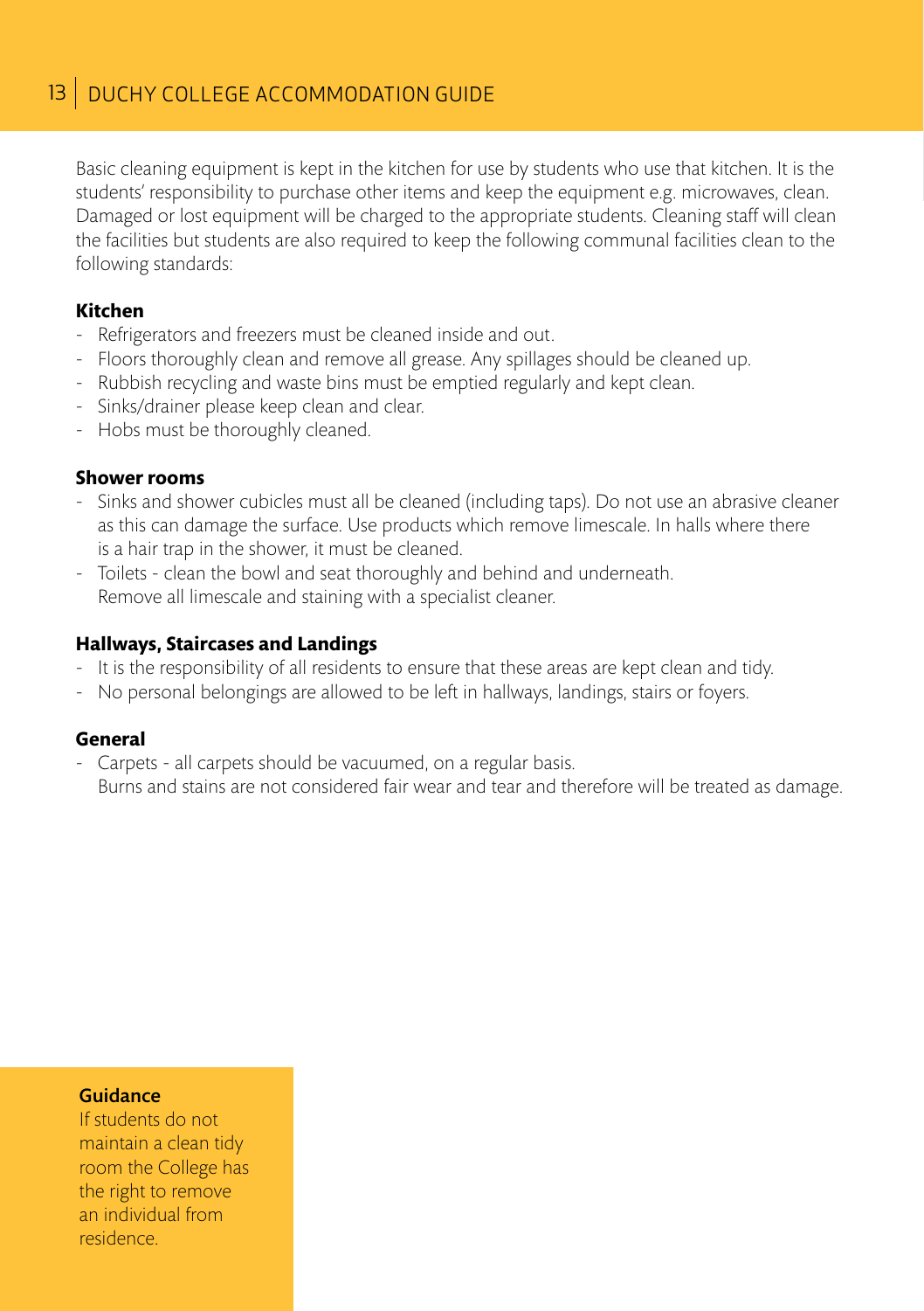Basic cleaning equipment is kept in the kitchen for use by students who use that kitchen. It is the students' responsibility to purchase other items and keep the equipment e.g. microwaves, clean. Damaged or lost equipment will be charged to the appropriate students. Cleaning staff will clean the facilities but students are also required to keep the following communal facilities clean to the following standards:

**Kitchen**

- Refrigerators and freezers must be cleaned inside and out.
- Floors thoroughly clean and remove all grease. Any spillages should be cleaned up.
- Rubbish recycling and waste bins must be emptied regularly and kept clean.
- Sinks/drainer please keep clean and clear.
- Hobs must be thoroughly cleaned.

**Shower rooms**

- Sinks and shower cubicles must all be cleaned (including taps). Do not use an abrasive cleaner as this can damage the surface. Use products which remove limescale. In halls where there is a hair trap in the shower, it must be cleaned.
- Toilets - clean the bowl and seat thoroughly and behind and underneath. Remove all limescale and staining with a specialist cleaner.

**Hallways, Staircases and Landings**

- It is the responsibility of all residents to ensure that these areas are kept clean and tidy.
- No personal belongings are allowed to be left in hallways, landings, stairs or foyers.

**General**

- Carpets - all carpets should be vacuumed, on a regular basis. Burns and stains are not considered fair wear and tear and therefore will be treated as damage.

**Guidance**

If students do not maintain a clean tidy room the College has the right to remove an individual from residence.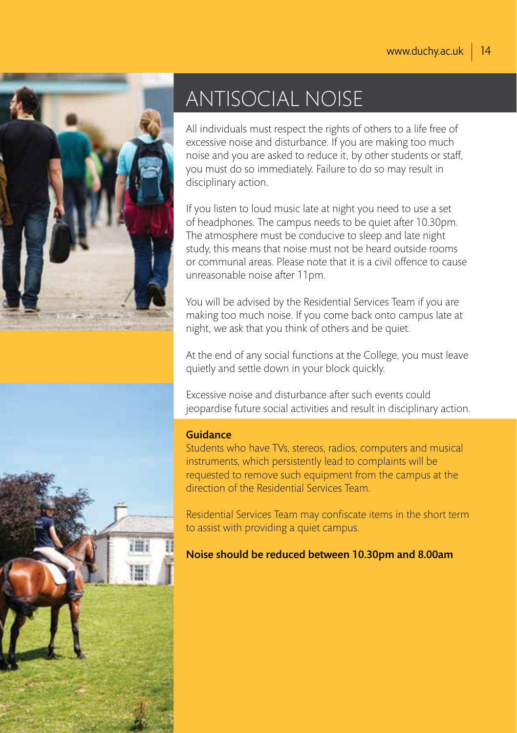# ANTISOCIAL NOISE

All individuals must respect the rights of others to a life free of excessive noise and disturbance. If you are making too much noise and you are asked to reduce it, by other students or staff, you must do so immediately. Failure to do so may result in disciplinary action.

If you listen to loud music late at night you need to use a set of headphones. The campus needs to be quiet after 10.30pm. The atmosphere must be conducive to sleep and late night study, this means that noise must not be heard outside rooms or communal areas. Please note that it is a civil offence to cause unreasonable noise after 11pm.

You will be advised by the Residential Services Team if you are making too much noise. If you come back onto campus late at night, we ask that you think of others and be quiet.

At the end of any social functions at the College, you must leave quietly and settle down in your block quickly.

Excessive noise and disturbance after such events could jeopardise future social activities and result in disciplinary action.

**Guidance**

Students who have TVs, stereos, radios, computers and musical instruments, which persistently lead to complaints will be requested to remove such equipment from the campus at the direction of the Residential Services Team.

Residential Services Team may confiscate items in the short term to assist with providing a quiet campus.

**Noise should be reduced between 10.30pm and 8.00am**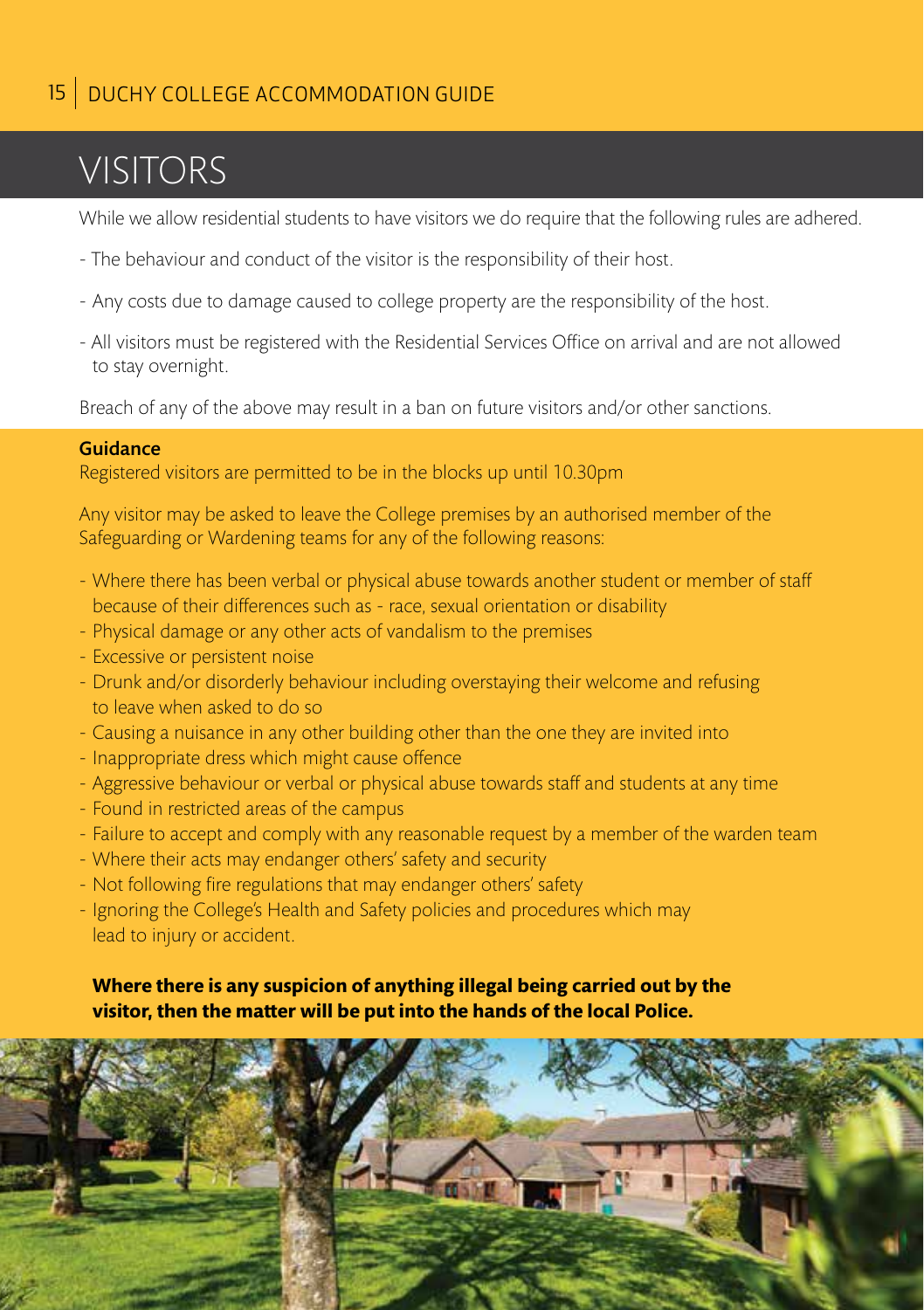# VISITORS

While we allow residential students to have visitors we do require that the following rules are adhered.

- The behaviour and conduct of the visitor is the responsibility of their host.
- Any costs due to damage caused to college property are the responsibility of the host.
- All visitors must be registered with the Residential Services Office on arrival and are not allowed to stay overnight.

Breach of any of the above may result in a ban on future visitors and/or other sanctions.

**Guidance**

Registered visitors are permitted to be in the blocks up until 10.30pm

Any visitor may be asked to leave the College premises by an authorised member of the Safeguarding or Wardening teams for any of the following reasons:

- Where there has been verbal or physical abuse towards another student or member of staff because of their differences such as - race, sexual orientation or disability
- Physical damage or any other acts of vandalism to the premises
- Excessive or persistent noise
- Drunk and/or disorderly behaviour including overstaying their welcome and refusing to leave when asked to do so
- Causing a nuisance in any other building other than the one they are invited into
- Inappropriate dress which might cause offence
- Aggressive behaviour or verbal or physical abuse towards staff and students at any time
- Found in restricted areas of the campus
- Failure to accept and comply with any reasonable request by a member of the warden team
- Where their acts may endanger others' safety and security
- Not following fire regulations that may endanger others' safety
- Ignoring the College's Health and Safety policies and procedures which may lead to injury or accident.

**Where there is any suspicion of anything illegal being carried out by the visitor, then the matter will be put into the hands of the local Police.**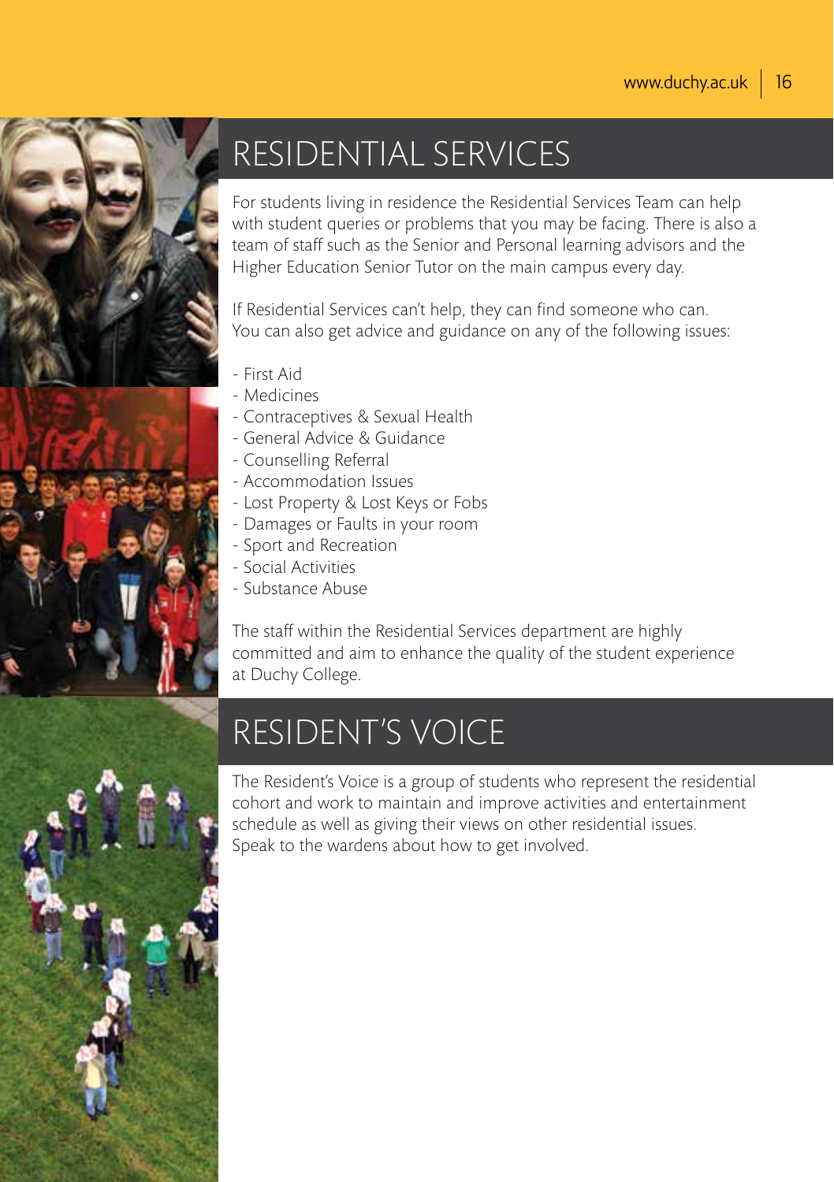# RESIDENTIAL SERVICES

For students living in residence the Residential Services Team can help with student queries or problems that you may be facing. There is also a team of staff such as the Senior and Personal learning advisors and the Higher Education Senior Tutor on the main campus every day.

If Residential Services can't help, they can find someone who can. You can also get advice and guidance on any of the following issues:

- First Aid
- Medicines
- Contraceptives & Sexual Health
- General Advice & Guidance
- Counselling Referral
- Accommodation Issues
- Lost Property & Lost Keys or Fobs
- Damages or Faults in your room
- Sport and Recreation
- Social Activities
- Substance Abuse

The staff within the Residential Services department are highly committed and aim to enhance the quality of the student experience at Duchy College.

# RESIDENT'S VOICE

The Resident's Voice is a group of students who represent the residential cohort and work to maintain and improve activities and entertainment schedule as well as giving their views on other residential issues. Speak to the wardens about how to get involved.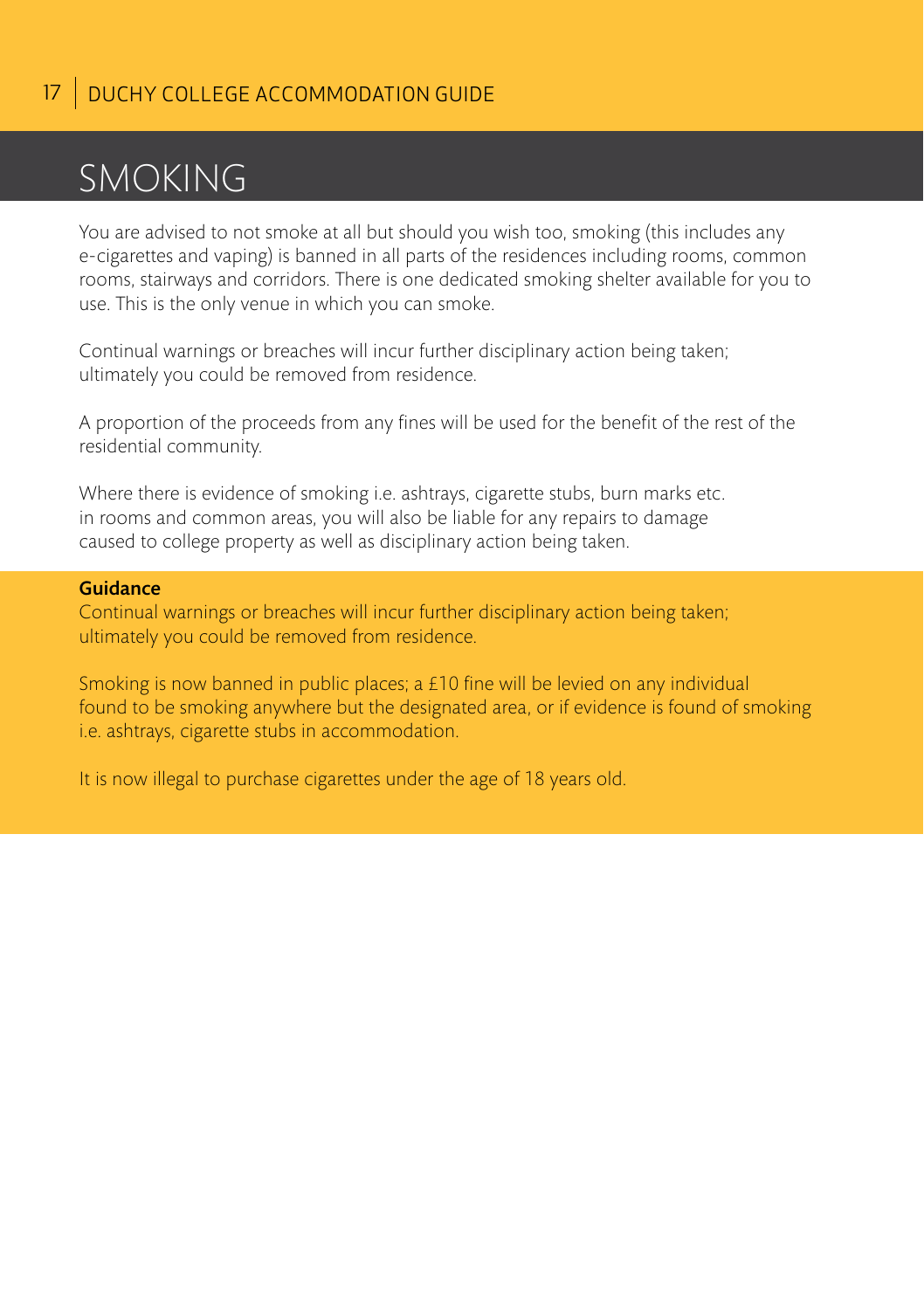# SMOKING

You are advised to not smoke at all but should you wish too, smoking (this includes any e-cigarettes and vaping) is banned in all parts of the residences including rooms, common rooms, stairways and corridors. There is one dedicated smoking shelter available for you to use. This is the only venue in which you can smoke.

Continual warnings or breaches will incur further disciplinary action being taken; ultimately you could be removed from residence.

A proportion of the proceeds from any fines will be used for the benefit of the rest of the residential community.

Where there is evidence of smoking i.e. ashtrays, cigarette stubs, burn marks etc. in rooms and common areas, you will also be liable for any repairs to damage caused to college property as well as disciplinary action being taken.

**Guidance**

Continual warnings or breaches will incur further disciplinary action being taken; ultimately you could be removed from residence.

Smoking is now banned in public places; a £10 fine will be levied on any individual found to be smoking anywhere but the designated area, or if evidence is found of smoking i.e. ashtrays, cigarette stubs in accommodation.

It is now illegal to purchase cigarettes under the age of 18 years old.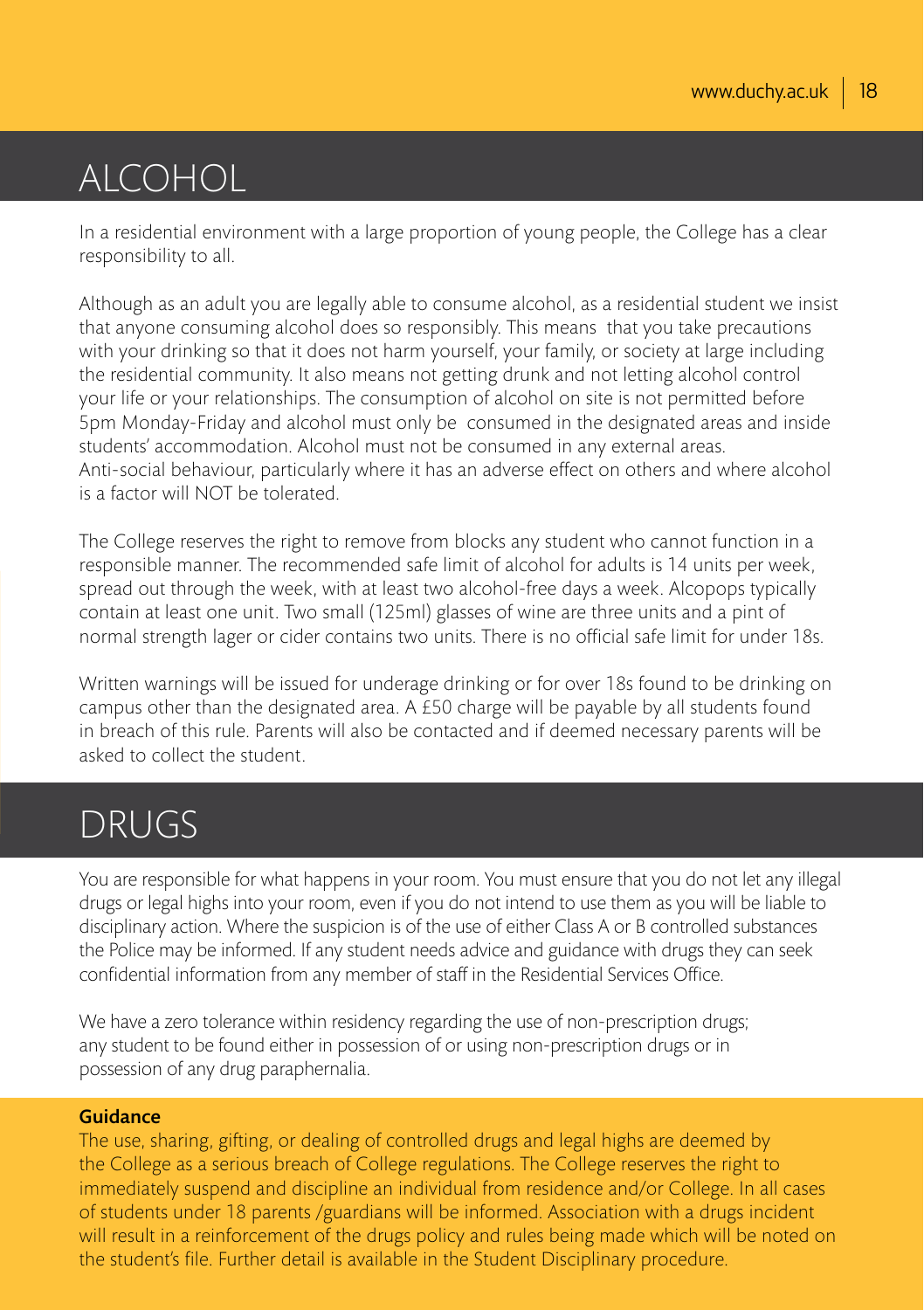# ALCOHOL

In a residential environment with a large proportion of young people, the College has a clear responsibility to all.

Although as an adult you are legally able to consume alcohol, as a residential student we insist that anyone consuming alcohol does so responsibly. This means that you take precautions with your drinking so that it does not harm yourself, your family, or society at large including the residential community. It also means not getting drunk and not letting alcohol control your life or your relationships. The consumption of alcohol on site is not permitted before 5pm Monday-Friday and alcohol must only be consumed in the designated areas and inside students' accommodation. Alcohol must not be consumed in any external areas. Anti-social behaviour, particularly where it has an adverse effect on others and where alcohol is a factor will NOT be tolerated.

The College reserves the right to remove from blocks any student who cannot function in a responsible manner. The recommended safe limit of alcohol for adults is 14 units per week, spread out through the week, with at least two alcohol-free days a week. Alcopops typically contain at least one unit. Two small (125ml) glasses of wine are three units and a pint of normal strength lager or cider contains two units. There is no official safe limit for under 18s.

Written warnings will be issued for underage drinking or for over 18s found to be drinking on campus other than the designated area. A £50 charge will be payable by all students found in breach of this rule. Parents will also be contacted and if deemed necessary parents will be asked to collect the student.

# DRUGS

You are responsible for what happens in your room. You must ensure that you do not let any illegal drugs or legal highs into your room, even if you do not intend to use them as you will be liable to disciplinary action. Where the suspicion is of the use of either Class A or B controlled substances the Police may be informed. If any student needs advice and guidance with drugs they can seek confidential information from any member of staff in the Residential Services Office.

We have a zero tolerance within residency regarding the use of non-prescription drugs; any student to be found either in possession of or using non-prescription drugs or in possession of any drug paraphernalia.

**Guidance**

The use, sharing, gifting, or dealing of controlled drugs and legal highs are deemed by the College as a serious breach of College regulations. The College reserves the right to immediately suspend and discipline an individual from residence and/or College. In all cases of students under 18 parents /guardians will be informed. Association with a drugs incident will result in a reinforcement of the drugs policy and rules being made which will be noted on the student's file. Further detail is available in the Student Disciplinary procedure.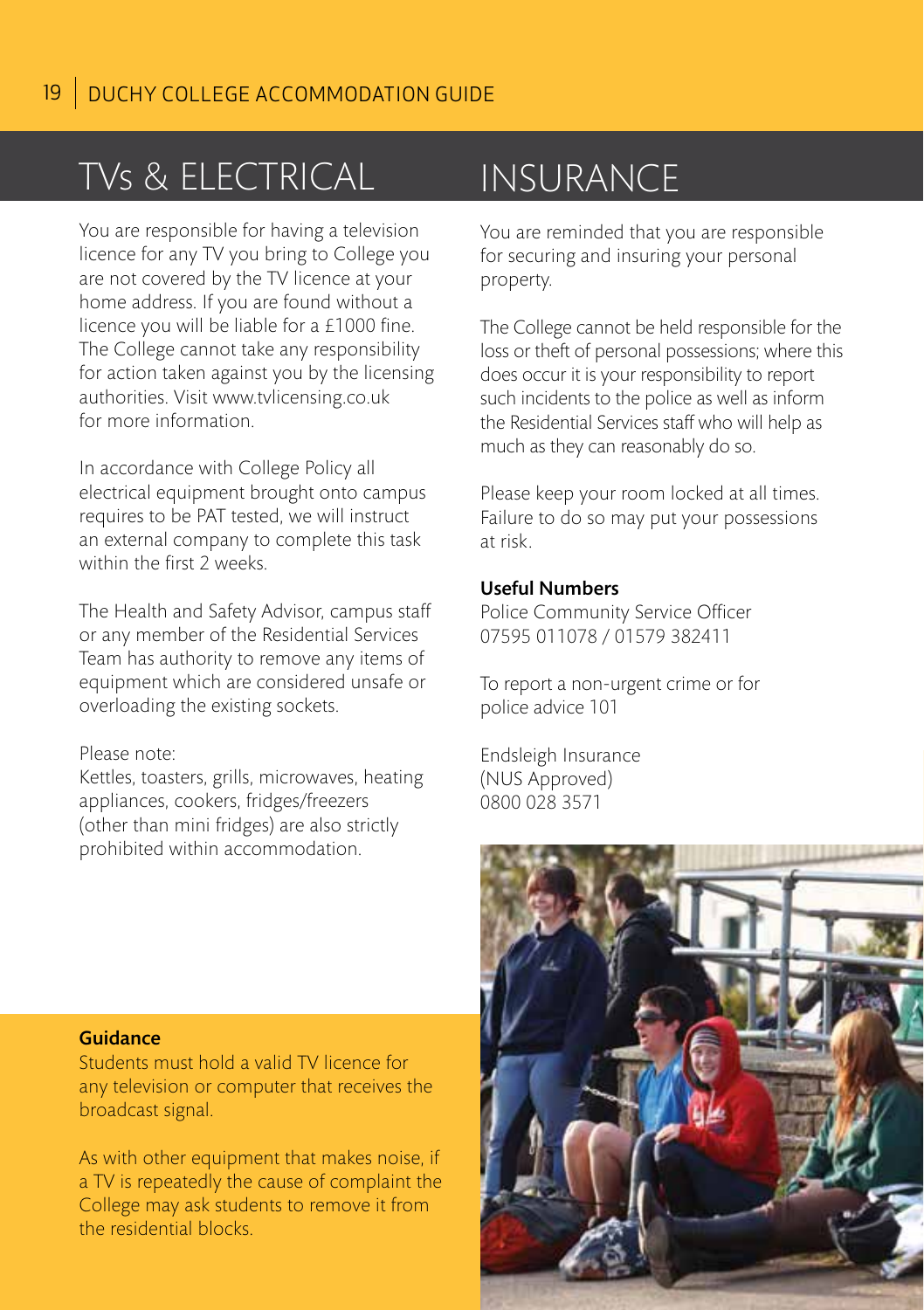## TVs & ELECTRICAL

You are responsible for having a television licence for any TV you bring to College you are not covered by the TV licence at your home address. If you are found without a licence you will be liable for a £1000 fine. The College cannot take any responsibility for action taken against you by the licensing authorities. Visit www.tvlicensing.co.uk for more information.

In accordance with College Policy all electrical equipment brought onto campus requires to be PAT tested, we will instruct an external company to complete this task within the first 2 weeks.

The Health and Safety Advisor, campus staff or any member of the Residential Services Team has authority to remove any items of equipment which are considered unsafe or overloading the existing sockets.

Please note:
Kettles, toasters, grills, microwaves, heating appliances, cookers, fridges/freezers (other than mini fridges) are also strictly prohibited within accommodation.

**Guidance**

Students must hold a valid TV licence for any television or computer that receives the broadcast signal.

As with other equipment that makes noise, if a TV is repeatedly the cause of complaint the College may ask students to remove it from the residential blocks.

## INSURANCE

You are reminded that you are responsible for securing and insuring your personal property.

The College cannot be held responsible for the loss or theft of personal possessions; where this does occur it is your responsibility to report such incidents to the police as well as inform the Residential Services staff who will help as much as they can reasonably do so.

Please keep your room locked at all times. Failure to do so may put your possessions at risk.

**Useful Numbers**

Police Community Service Officer
07595 011078 / 01579 382411

To report a non-urgent crime or for police advice 101

Endsleigh Insurance
(NUS Approved)
0800 028 3571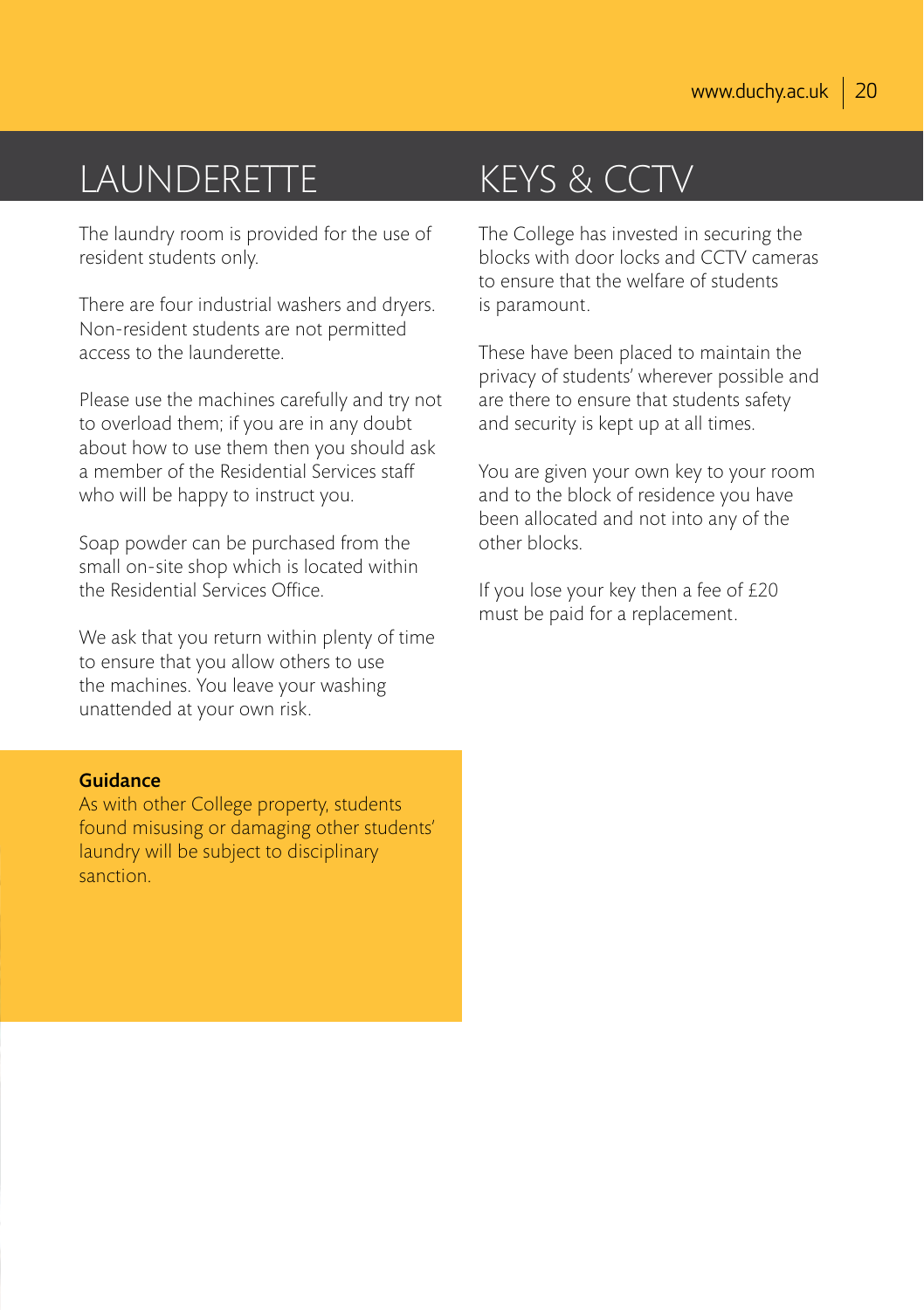# LAUNDERETTE

The laundry room is provided for the use of resident students only.

There are four industrial washers and dryers. Non-resident students are not permitted access to the launderette.

Please use the machines carefully and try not to overload them; if you are in any doubt about how to use them then you should ask a member of the Residential Services staff who will be happy to instruct you.

Soap powder can be purchased from the small on-site shop which is located within the Residential Services Office.

We ask that you return within plenty of time to ensure that you allow others to use the machines. You leave your washing unattended at your own risk.

**Guidance**
As with other College property, students found misusing or damaging other students' laundry will be subject to disciplinary sanction.

# KEYS & CCTV

The College has invested in securing the blocks with door locks and CCTV cameras to ensure that the welfare of students is paramount.

These have been placed to maintain the privacy of students' wherever possible and are there to ensure that students safety and security is kept up at all times.

You are given your own key to your room and to the block of residence you have been allocated and not into any of the other blocks.

If you lose your key then a fee of £20 must be paid for a replacement.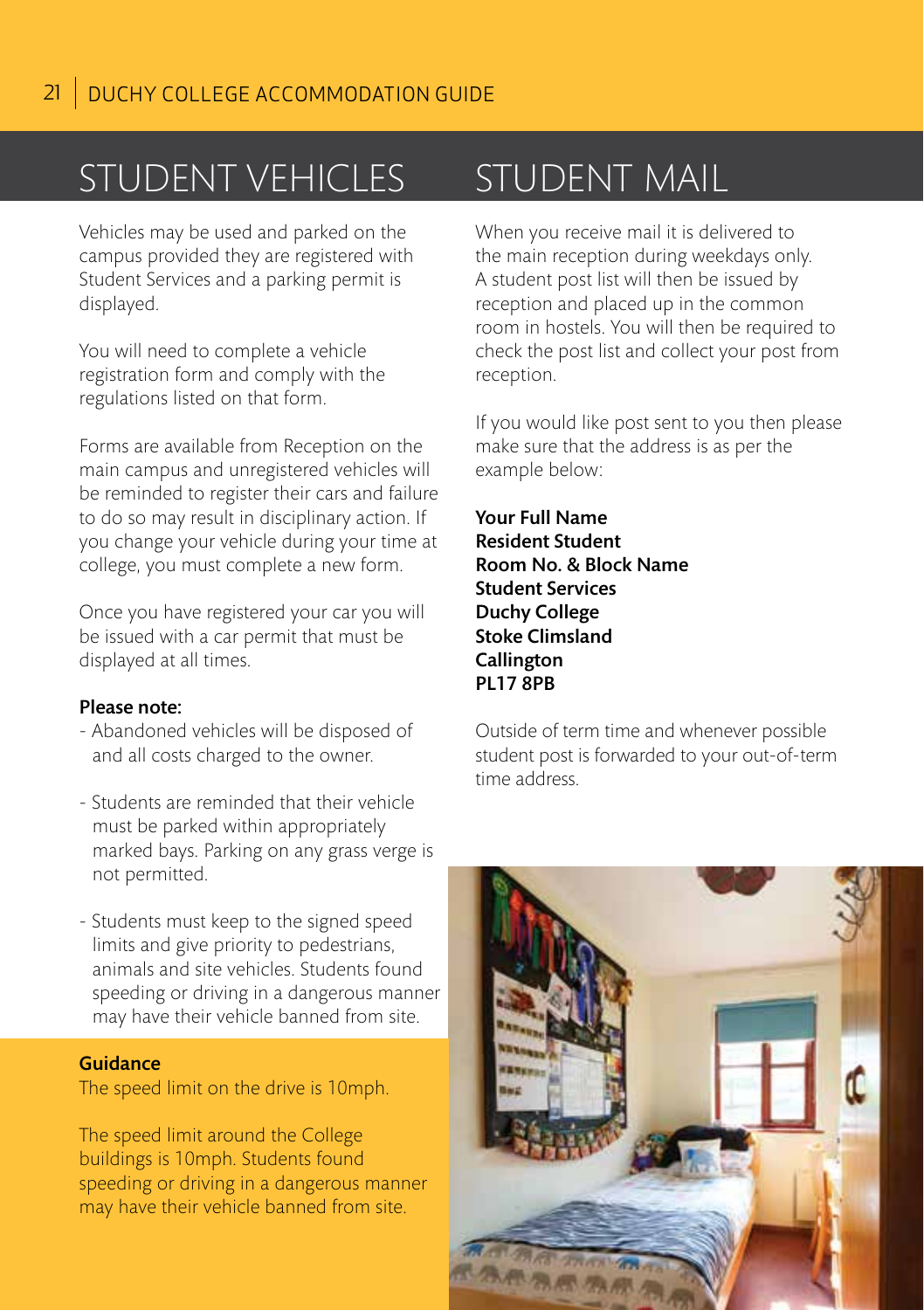# STUDENT VEHICLES

Vehicles may be used and parked on the campus provided they are registered with Student Services and a parking permit is displayed.

You will need to complete a vehicle registration form and comply with the regulations listed on that form.

Forms are available from Reception on the main campus and unregistered vehicles will be reminded to register their cars and failure to do so may result in disciplinary action. If you change your vehicle during your time at college, you must complete a new form.

Once you have registered your car you will be issued with a car permit that must be displayed at all times.

**Please note:**

- Abandoned vehicles will be disposed of and all costs charged to the owner.
- Students are reminded that their vehicle must be parked within appropriately marked bays. Parking on any grass verge is not permitted.
- Students must keep to the signed speed limits and give priority to pedestrians, animals and site vehicles. Students found speeding or driving in a dangerous manner may have their vehicle banned from site.

**Guidance**

The speed limit on the drive is 10mph.

The speed limit around the College buildings is 10mph. Students found speeding or driving in a dangerous manner may have their vehicle banned from site.

# STUDENT MAIL

When you receive mail it is delivered to the main reception during weekdays only. A student post list will then be issued by reception and placed up in the common room in hostels. You will then be required to check the post list and collect your post from reception.

If you would like post sent to you then please make sure that the address is as per the example below:

**Your Full Name**
**Resident Student**
**Room No. & Block Name**
**Student Services**
**Duchy College**
**Stoke Climsland**
**Callington**
**PL17 8PB**

Outside of term time and whenever possible student post is forwarded to your out-of-term time address.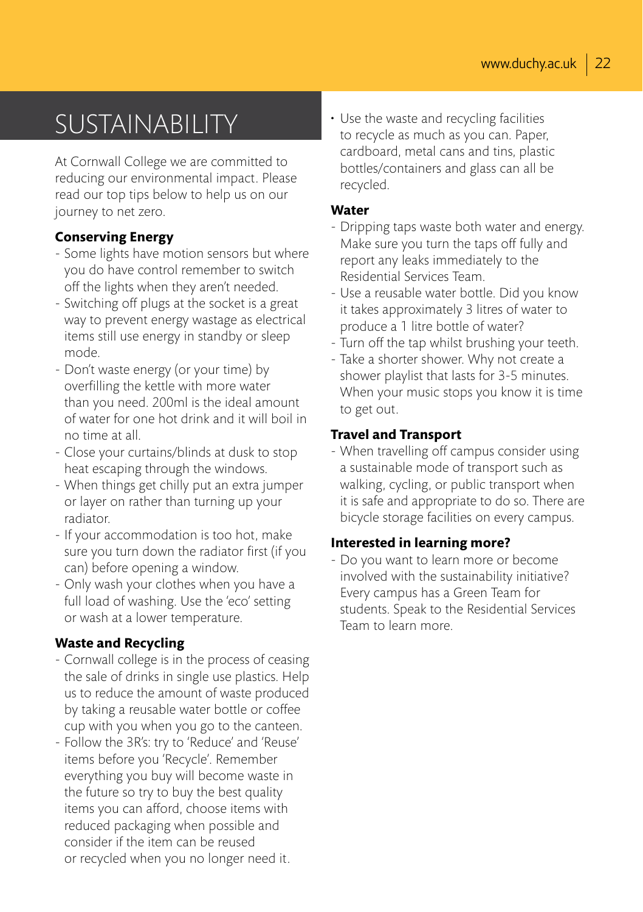# SUSTAINABILITY

At Cornwall College we are committed to reducing our environmental impact. Please read our top tips below to help us on our journey to net zero.

### Conserving Energy

- Some lights have motion sensors but where you do have control remember to switch off the lights when they aren't needed.
- Switching off plugs at the socket is a great way to prevent energy wastage as electrical items still use energy in standby or sleep mode.
- Don't waste energy (or your time) by overfilling the kettle with more water than you need. 200ml is the ideal amount of water for one hot drink and it will boil in no time at all.
- Close your curtains/blinds at dusk to stop heat escaping through the windows.
- When things get chilly put an extra jumper or layer on rather than turning up your radiator.
- If your accommodation is too hot, make sure you turn down the radiator first (if you can) before opening a window.
- Only wash your clothes when you have a full load of washing. Use the 'eco' setting or wash at a lower temperature.

### Waste and Recycling

- Cornwall college is in the process of ceasing the sale of drinks in single use plastics. Help us to reduce the amount of waste produced by taking a reusable water bottle or coffee cup with you when you go to the canteen.
- Follow the 3R's: try to 'Reduce' and 'Reuse' items before you 'Recycle'. Remember everything you buy will become waste in the future so try to buy the best quality items you can afford, choose items with reduced packaging when possible and consider if the item can be reused or recycled when you no longer need it.
- Use the waste and recycling facilities to recycle as much as you can. Paper, cardboard, metal cans and tins, plastic bottles/containers and glass can all be recycled.

### Water

- Dripping taps waste both water and energy. Make sure you turn the taps off fully and report any leaks immediately to the Residential Services Team.
- Use a reusable water bottle. Did you know it takes approximately 3 litres of water to produce a 1 litre bottle of water?
- Turn off the tap whilst brushing your teeth.
- Take a shorter shower. Why not create a shower playlist that lasts for 3-5 minutes. When your music stops you know it is time to get out.

### Travel and Transport

- When travelling off campus consider using a sustainable mode of transport such as walking, cycling, or public transport when it is safe and appropriate to do so. There are bicycle storage facilities on every campus.

### Interested in learning more?

- Do you want to learn more or become involved with the sustainability initiative? Every campus has a Green Team for students. Speak to the Residential Services Team to learn more.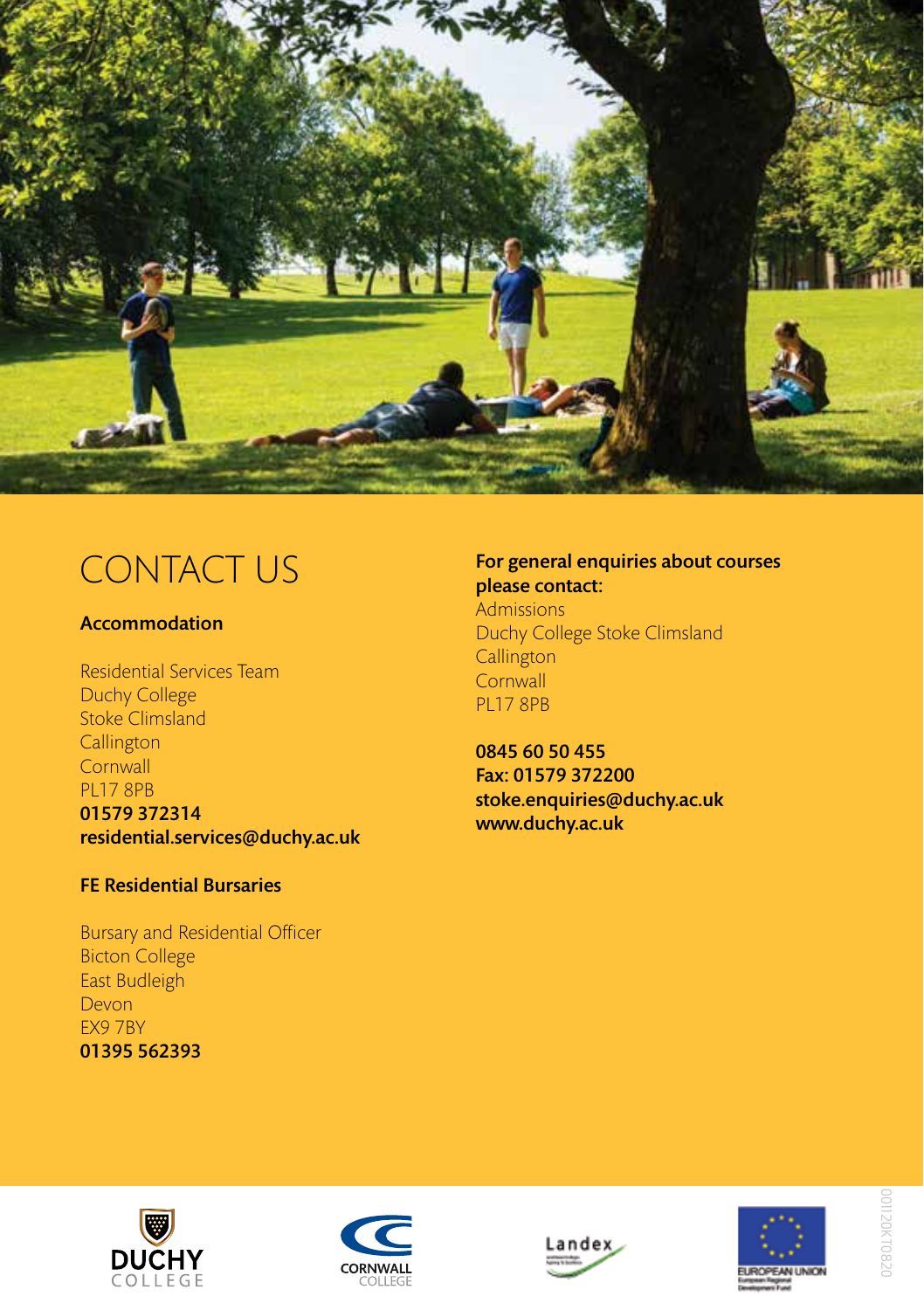# CONTACT US

### Accommodation

Residential Services Team
Duchy College
Stoke Climsland
Callington
Cornwall
PL17 8PB
**01579 372314**
**residential.services@duchy.ac.uk**

### FE Residential Bursaries

Bursary and Residential Officer
Bicton College
East Budleigh
Devon
EX9 7BY
**01395 562393**

**For general enquiries about courses please contact:**
Admissions
Duchy College Stoke Climsland
Callington
Cornwall
PL17 8PB

**0845 60 50 455**
**Fax: 01579 372200**
**stoke.enquiries@duchy.ac.uk**
**www.duchy.ac.uk**

DUCHY COLLEGE

CORNWALL COLLEGE

Landex

EUROPEAN UNION
European Regional Development Fund

001120KT0820